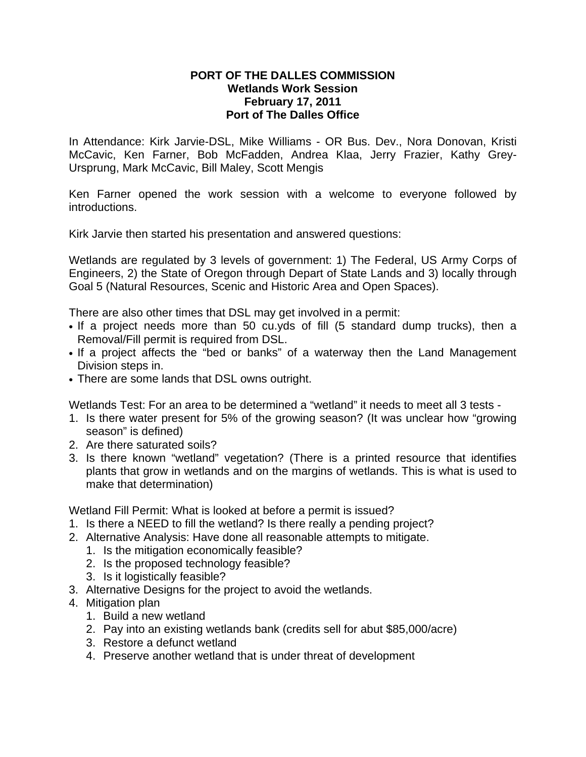**PORT OF THE DALLES COMMISSION**
**Wetlands Work Session**
**February 17, 2011**
**Port of The Dalles Office**

In Attendance: Kirk Jarvie-DSL, Mike Williams - OR Bus. Dev., Nora Donovan, Kristi McCavic, Ken Farner, Bob McFadden, Andrea Klaa, Jerry Frazier, Kathy Grey-Ursprung, Mark McCavic, Bill Maley, Scott Mengis

Ken Farner opened the work session with a welcome to everyone followed by introductions.

Kirk Jarvie then started his presentation and answered questions:

Wetlands are regulated by 3 levels of government: 1) The Federal, US Army Corps of Engineers, 2) the State of Oregon through Depart of State Lands and 3) locally through Goal 5 (Natural Resources, Scenic and Historic Area and Open Spaces).

There are also other times that DSL may get involved in a permit:

- If a project needs more than 50 cu.yds of fill (5 standard dump trucks), then a Removal/Fill permit is required from DSL.
- If a project affects the "bed or banks" of a waterway then the Land Management Division steps in.
- There are some lands that DSL owns outright.

Wetlands Test: For an area to be determined a "wetland" it needs to meet all 3 tests -

1. Is there water present for 5% of the growing season? (It was unclear how "growing season" is defined)
2. Are there saturated soils?
3. Is there known "wetland" vegetation? (There is a printed resource that identifies plants that grow in wetlands and on the margins of wetlands. This is what is used to make that determination)

Wetland Fill Permit: What is looked at before a permit is issued?

1. Is there a NEED to fill the wetland? Is there really a pending project?
2. Alternative Analysis: Have done all reasonable attempts to mitigate.
   1. Is the mitigation economically feasible?
   2. Is the proposed technology feasible?
   3. Is it logistically feasible?
3. Alternative Designs for the project to avoid the wetlands.
4. Mitigation plan
   1. Build a new wetland
   2. Pay into an existing wetlands bank (credits sell for abut $85,000/acre)
   3. Restore a defunct wetland
   4. Preserve another wetland that is under threat of development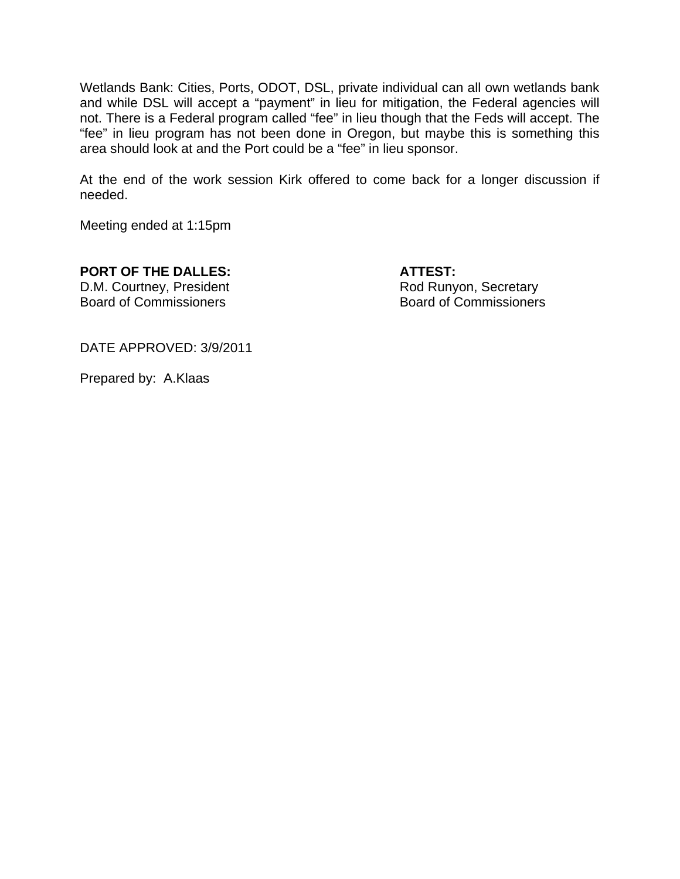Wetlands Bank: Cities, Ports, ODOT, DSL, private individual can all own wetlands bank and while DSL will accept a "payment" in lieu for mitigation, the Federal agencies will not. There is a Federal program called "fee" in lieu though that the Feds will accept. The "fee" in lieu program has not been done in Oregon, but maybe this is something this area should look at and the Port could be a "fee" in lieu sponsor.

At the end of the work session Kirk offered to come back for a longer discussion if needed.

Meeting ended at 1:15pm

| | |
|---|---|
| **PORT OF THE DALLES:** | **ATTEST:** |
| D.M. Courtney, President | Rod Runyon, Secretary |
| Board of Commissioners | Board of Commissioners |

DATE APPROVED: 3/9/2011

Prepared by: A.Klaas